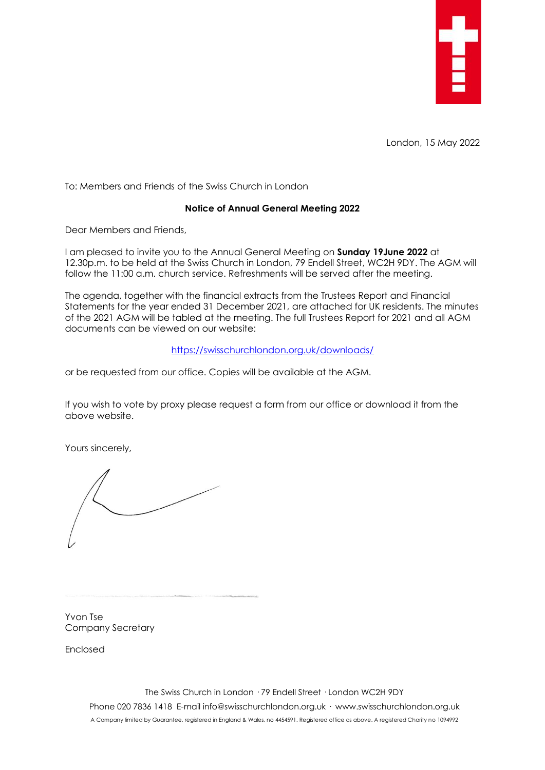London, 15 May 2022

To: Members and Friends of the Swiss Church in London

**Notice of Annual General Meeting 2022**

Dear Members and Friends,

I am pleased to invite you to the Annual General Meeting on **Sunday 19June 2022** at 12.30p.m. to be held at the Swiss Church in London, 79 Endell Street, WC2H 9DY. The AGM will follow the 11:00 a.m. church service. Refreshments will be served after the meeting.

The agenda, together with the financial extracts from the Trustees Report and Financial Statements for the year ended 31 December 2021, are attached for UK residents. The minutes of the 2021 AGM will be tabled at the meeting. The full Trustees Report for 2021 and all AGM documents can be viewed on our website:

https://swisschurchlondon.org.uk/downloads/

or be requested from our office. Copies will be available at the AGM.

If you wish to vote by proxy please request a form from our office or download it from the above website.

Yours sincerely,

Yvon Tse
Company Secretary

Enclosed

The Swiss Church in London · 79 Endell Street · London WC2H 9DY

Phone 020 7836 1418 E-mail info@swisschurchlondon.org.uk · www.swisschurchlondon.org.uk

A Company limited by Guarantee, registered in England & Wales, no 4454591. Registered office as above. A registered Charity no 1094992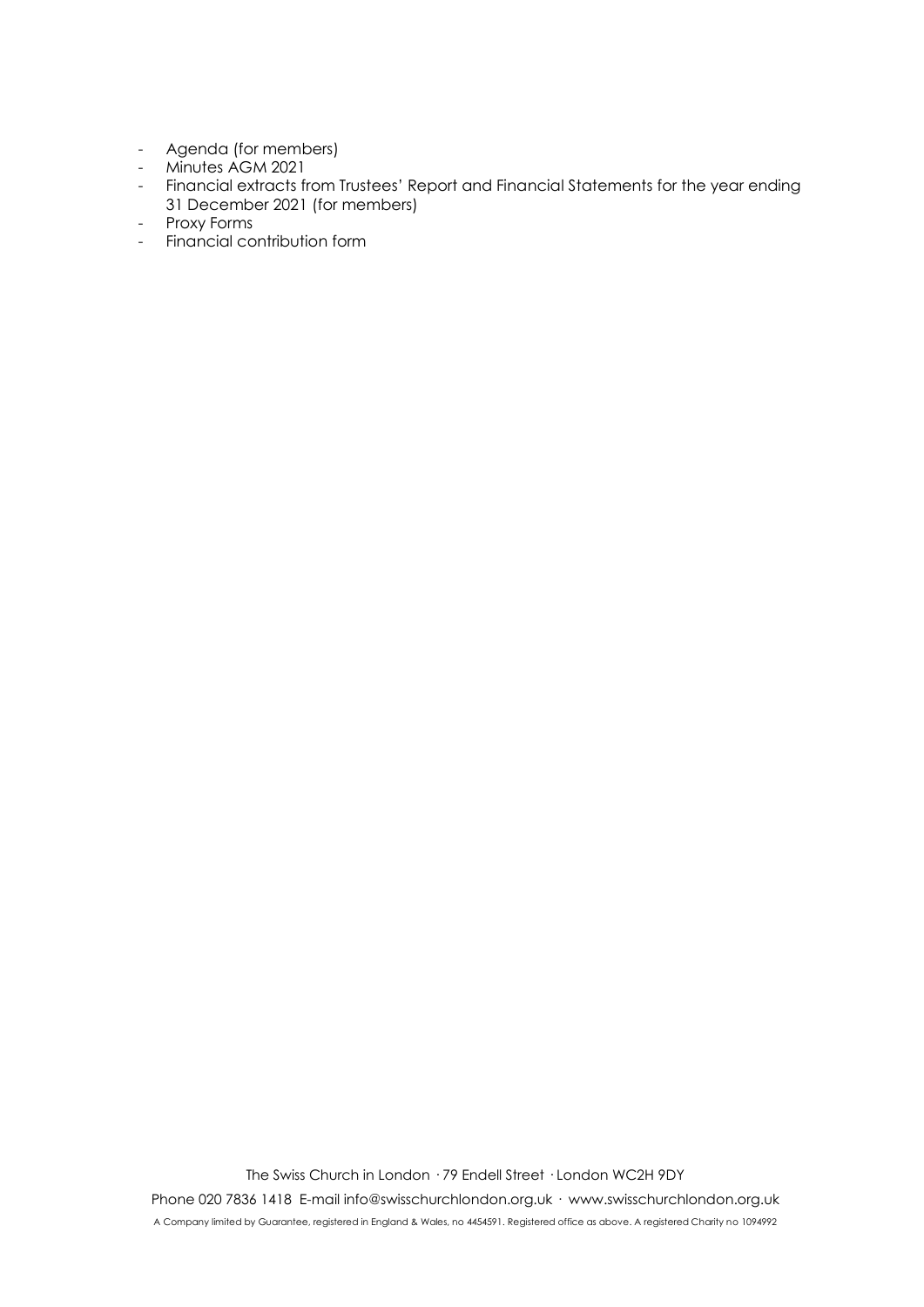- Agenda (for members)
- Minutes AGM 2021
- Financial extracts from Trustees' Report and Financial Statements for the year ending 31 December 2021 (for members)
- Proxy Forms
- Financial contribution form

The Swiss Church in London · 79 Endell Street · London WC2H 9DY

Phone 020 7836 1418 E-mail info@swisschurchlondon.org.uk · www.swisschurchlondon.org.uk

A Company limited by Guarantee, registered in England & Wales, no 4454591. Registered office as above. A registered Charity no 1094992